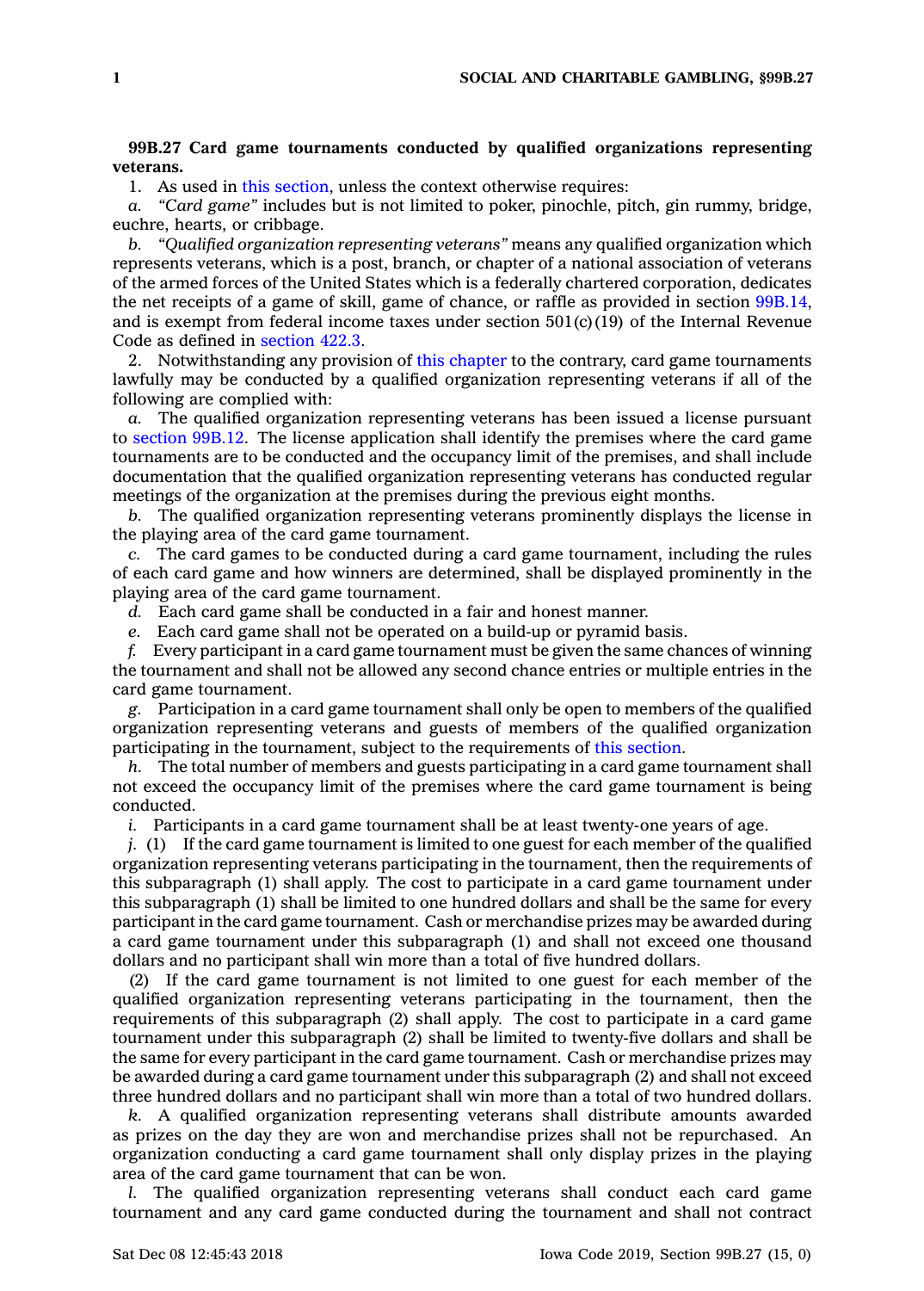**99B.27 Card game tournaments conducted by qualified organizations representing veterans.**

1. As used in this section, unless the context otherwise requires:

*a. "Card game"* includes but is not limited to poker, pinochle, pitch, gin rummy, bridge, euchre, hearts, or cribbage.

*b. "Qualified organization representing veterans"* means any qualified organization which represents veterans, which is a post, branch, or chapter of a national association of veterans of the armed forces of the United States which is a federally chartered corporation, dedicates the net receipts of a game of skill, game of chance, or raffle as provided in section 99B.14, and is exempt from federal income taxes under section 501(c)(19) of the Internal Revenue Code as defined in section 422.3.

2. Notwithstanding any provision of this chapter to the contrary, card game tournaments lawfully may be conducted by a qualified organization representing veterans if all of the following are complied with:

*a.* The qualified organization representing veterans has been issued a license pursuant to section 99B.12. The license application shall identify the premises where the card game tournaments are to be conducted and the occupancy limit of the premises, and shall include documentation that the qualified organization representing veterans has conducted regular meetings of the organization at the premises during the previous eight months.

*b.* The qualified organization representing veterans prominently displays the license in the playing area of the card game tournament.

*c.* The card games to be conducted during a card game tournament, including the rules of each card game and how winners are determined, shall be displayed prominently in the playing area of the card game tournament.

*d.* Each card game shall be conducted in a fair and honest manner.

*e.* Each card game shall not be operated on a build-up or pyramid basis.

*f.* Every participant in a card game tournament must be given the same chances of winning the tournament and shall not be allowed any second chance entries or multiple entries in the card game tournament.

*g.* Participation in a card game tournament shall only be open to members of the qualified organization representing veterans and guests of members of the qualified organization participating in the tournament, subject to the requirements of this section.

*h.* The total number of members and guests participating in a card game tournament shall not exceed the occupancy limit of the premises where the card game tournament is being conducted.

*i.* Participants in a card game tournament shall be at least twenty-one years of age.

*j.* (1) If the card game tournament is limited to one guest for each member of the qualified organization representing veterans participating in the tournament, then the requirements of this subparagraph (1) shall apply. The cost to participate in a card game tournament under this subparagraph (1) shall be limited to one hundred dollars and shall be the same for every participant in the card game tournament. Cash or merchandise prizes may be awarded during a card game tournament under this subparagraph (1) and shall not exceed one thousand dollars and no participant shall win more than a total of five hundred dollars.

(2) If the card game tournament is not limited to one guest for each member of the qualified organization representing veterans participating in the tournament, then the requirements of this subparagraph (2) shall apply. The cost to participate in a card game tournament under this subparagraph (2) shall be limited to twenty-five dollars and shall be the same for every participant in the card game tournament. Cash or merchandise prizes may be awarded during a card game tournament under this subparagraph (2) and shall not exceed three hundred dollars and no participant shall win more than a total of two hundred dollars.

*k.* A qualified organization representing veterans shall distribute amounts awarded as prizes on the day they are won and merchandise prizes shall not be repurchased. An organization conducting a card game tournament shall only display prizes in the playing area of the card game tournament that can be won.

*l.* The qualified organization representing veterans shall conduct each card game tournament and any card game conducted during the tournament and shall not contract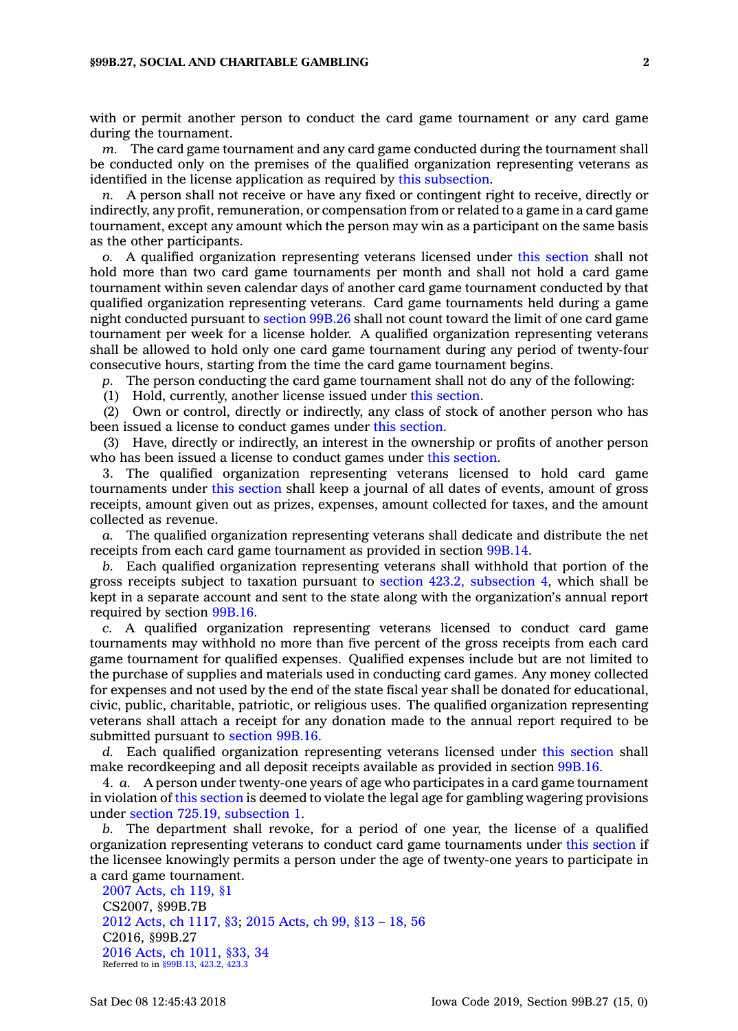with or permit another person to conduct the card game tournament or any card game during the tournament.

*m.* The card game tournament and any card game conducted during the tournament shall be conducted only on the premises of the qualified organization representing veterans as identified in the license application as required by this subsection.

*n.* A person shall not receive or have any fixed or contingent right to receive, directly or indirectly, any profit, remuneration, or compensation from or related to a game in a card game tournament, except any amount which the person may win as a participant on the same basis as the other participants.

*o.* A qualified organization representing veterans licensed under this section shall not hold more than two card game tournaments per month and shall not hold a card game tournament within seven calendar days of another card game tournament conducted by that qualified organization representing veterans. Card game tournaments held during a game night conducted pursuant to section 99B.26 shall not count toward the limit of one card game tournament per week for a license holder. A qualified organization representing veterans shall be allowed to hold only one card game tournament during any period of twenty-four consecutive hours, starting from the time the card game tournament begins.

*p.* The person conducting the card game tournament shall not do any of the following:

(1) Hold, currently, another license issued under this section.

(2) Own or control, directly or indirectly, any class of stock of another person who has been issued a license to conduct games under this section.

(3) Have, directly or indirectly, an interest in the ownership or profits of another person who has been issued a license to conduct games under this section.

3. The qualified organization representing veterans licensed to hold card game tournaments under this section shall keep a journal of all dates of events, amount of gross receipts, amount given out as prizes, expenses, amount collected for taxes, and the amount collected as revenue.

*a.* The qualified organization representing veterans shall dedicate and distribute the net receipts from each card game tournament as provided in section 99B.14.

*b.* Each qualified organization representing veterans shall withhold that portion of the gross receipts subject to taxation pursuant to section 423.2, subsection 4, which shall be kept in a separate account and sent to the state along with the organization's annual report required by section 99B.16.

*c.* A qualified organization representing veterans licensed to conduct card game tournaments may withhold no more than five percent of the gross receipts from each card game tournament for qualified expenses. Qualified expenses include but are not limited to the purchase of supplies and materials used in conducting card games. Any money collected for expenses and not used by the end of the state fiscal year shall be donated for educational, civic, public, charitable, patriotic, or religious uses. The qualified organization representing veterans shall attach a receipt for any donation made to the annual report required to be submitted pursuant to section 99B.16.

*d.* Each qualified organization representing veterans licensed under this section shall make recordkeeping and all deposit receipts available as provided in section 99B.16.

4. *a.* A person under twenty-one years of age who participates in a card game tournament in violation of this section is deemed to violate the legal age for gambling wagering provisions under section 725.19, subsection 1.

*b.* The department shall revoke, for a period of one year, the license of a qualified organization representing veterans to conduct card game tournaments under this section if the licensee knowingly permits a person under the age of twenty-one years to participate in a card game tournament.

2007 Acts, ch 119, §1
CS2007, §99B.7B
2012 Acts, ch 1117, §3; 2015 Acts, ch 99, §13 – 18, 56
C2016, §99B.27
2016 Acts, ch 1011, §33, 34
Referred to in §99B.13, 423.2, 423.3